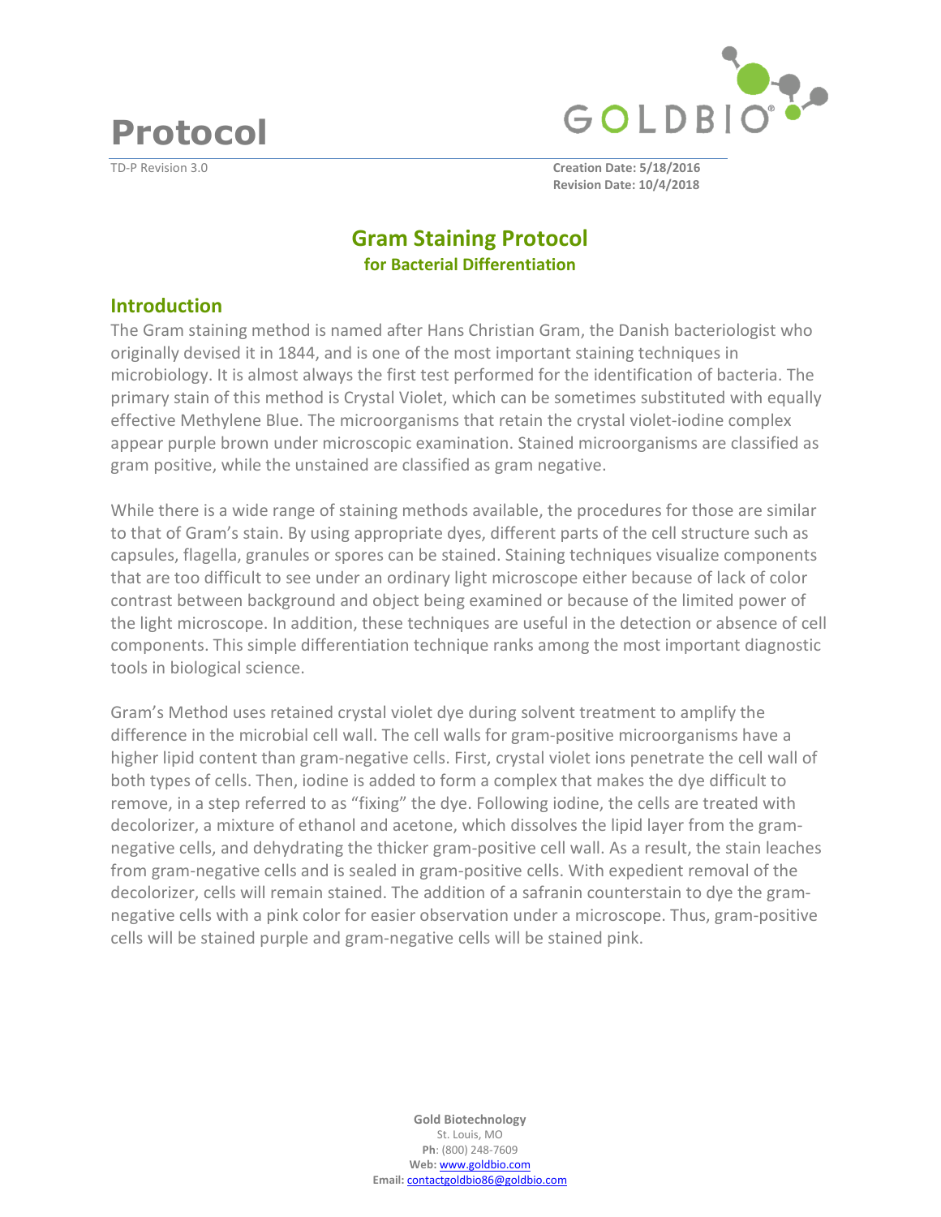# Protocol

TD-P Revision 3.0

**Creation Date: 5/18/2016**
**Revision Date: 10/4/2018**

## Gram Staining Protocol

### for Bacterial Differentiation

## Introduction

The Gram staining method is named after Hans Christian Gram, the Danish bacteriologist who originally devised it in 1844, and is one of the most important staining techniques in microbiology. It is almost always the first test performed for the identification of bacteria. The primary stain of this method is Crystal Violet, which can be sometimes substituted with equally effective Methylene Blue. The microorganisms that retain the crystal violet-iodine complex appear purple brown under microscopic examination. Stained microorganisms are classified as gram positive, while the unstained are classified as gram negative.

While there is a wide range of staining methods available, the procedures for those are similar to that of Gram's stain. By using appropriate dyes, different parts of the cell structure such as capsules, flagella, granules or spores can be stained. Staining techniques visualize components that are too difficult to see under an ordinary light microscope either because of lack of color contrast between background and object being examined or because of the limited power of the light microscope. In addition, these techniques are useful in the detection or absence of cell components. This simple differentiation technique ranks among the most important diagnostic tools in biological science.

Gram's Method uses retained crystal violet dye during solvent treatment to amplify the difference in the microbial cell wall. The cell walls for gram-positive microorganisms have a higher lipid content than gram-negative cells. First, crystal violet ions penetrate the cell wall of both types of cells. Then, iodine is added to form a complex that makes the dye difficult to remove, in a step referred to as "fixing" the dye. Following iodine, the cells are treated with decolorizer, a mixture of ethanol and acetone, which dissolves the lipid layer from the gram-negative cells, and dehydrating the thicker gram-positive cell wall. As a result, the stain leaches from gram-negative cells and is sealed in gram-positive cells. With expedient removal of the decolorizer, cells will remain stained. The addition of a safranin counterstain to dye the gram-negative cells with a pink color for easier observation under a microscope. Thus, gram-positive cells will be stained purple and gram-negative cells will be stained pink.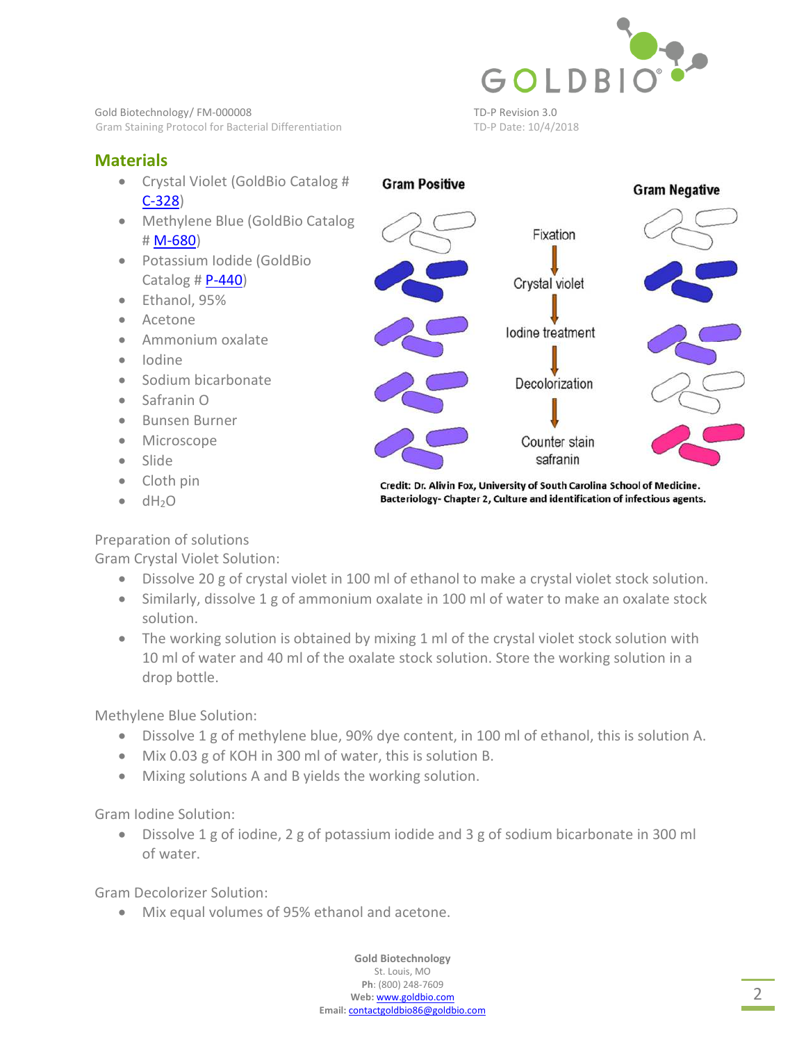## Materials

- Crystal Violet (GoldBio Catalog # C-328)
- Methylene Blue (GoldBio Catalog # M-680)
- Potassium Iodide (GoldBio Catalog # P-440)
- Ethanol, 95%
- Acetone
- Ammonium oxalate
- Iodine
- Sodium bicarbonate
- Safranin O
- Bunsen Burner
- Microscope
- Slide
- Cloth pin
- $dH_2O$

Gram Positive | Gram Negative

Fixation → Crystal violet → Iodine treatment → Decolorization → Counter stain safranin

Credit: Dr. Alivin Fox, University of South Carolina School of Medicine. Bacteriology- Chapter 2, Culture and identification of infectious agents.

Preparation of solutions

Gram Crystal Violet Solution:

- Dissolve 20 g of crystal violet in 100 ml of ethanol to make a crystal violet stock solution.
- Similarly, dissolve 1 g of ammonium oxalate in 100 ml of water to make an oxalate stock solution.
- The working solution is obtained by mixing 1 ml of the crystal violet stock solution with 10 ml of water and 40 ml of the oxalate stock solution. Store the working solution in a drop bottle.

Methylene Blue Solution:

- Dissolve 1 g of methylene blue, 90% dye content, in 100 ml of ethanol, this is solution A.
- Mix 0.03 g of KOH in 300 ml of water, this is solution B.
- Mixing solutions A and B yields the working solution.

Gram Iodine Solution:

- Dissolve 1 g of iodine, 2 g of potassium iodide and 3 g of sodium bicarbonate in 300 ml of water.

Gram Decolorizer Solution:

- Mix equal volumes of 95% ethanol and acetone.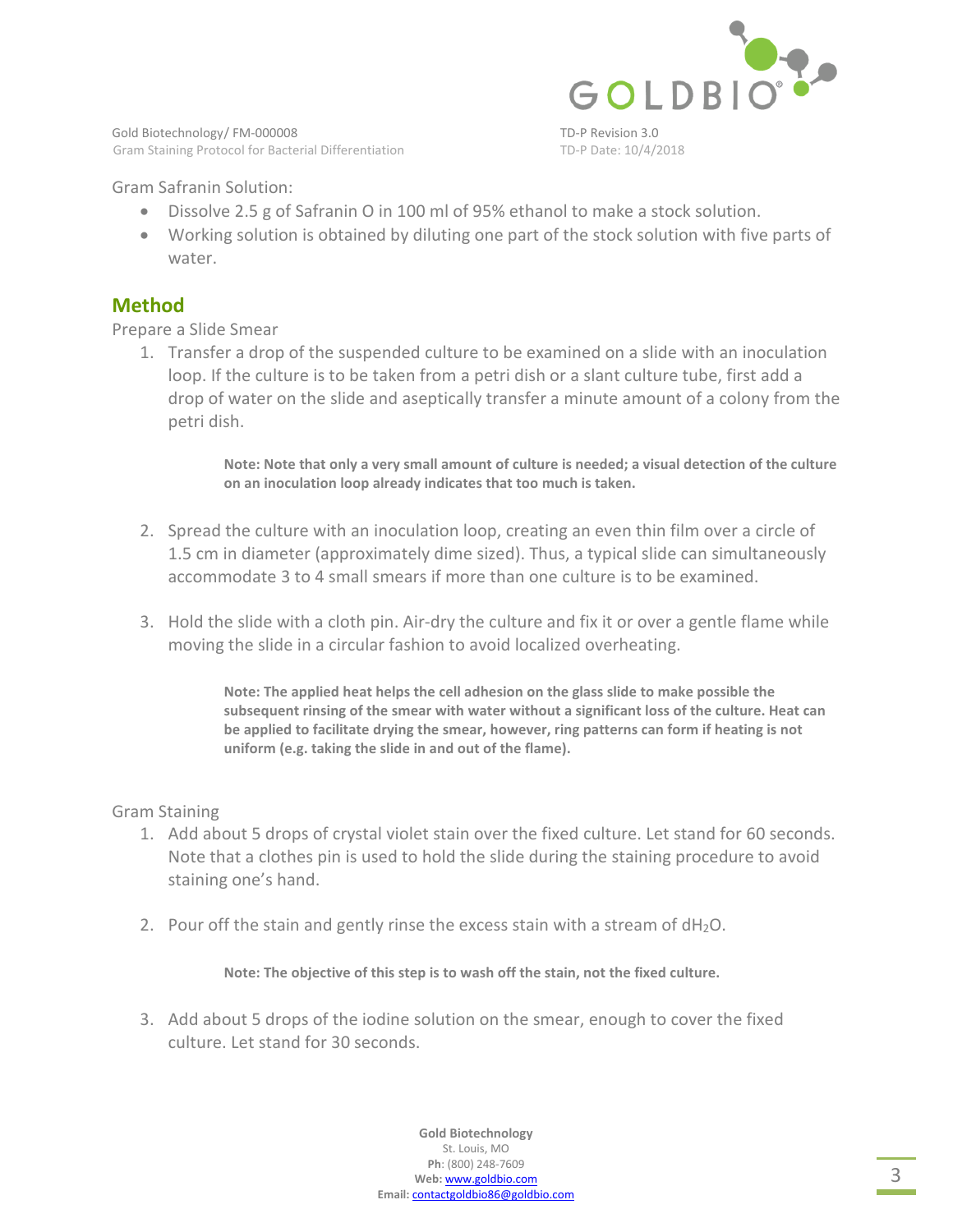Gram Safranin Solution:

- Dissolve 2.5 g of Safranin O in 100 ml of 95% ethanol to make a stock solution.
- Working solution is obtained by diluting one part of the stock solution with five parts of water.

## Method

Prepare a Slide Smear

1. Transfer a drop of the suspended culture to be examined on a slide with an inoculation loop. If the culture is to be taken from a petri dish or a slant culture tube, first add a drop of water on the slide and aseptically transfer a minute amount of a colony from the petri dish.

   **Note: Note that only a very small amount of culture is needed; a visual detection of the culture on an inoculation loop already indicates that too much is taken.**

2. Spread the culture with an inoculation loop, creating an even thin film over a circle of 1.5 cm in diameter (approximately dime sized). Thus, a typical slide can simultaneously accommodate 3 to 4 small smears if more than one culture is to be examined.

3. Hold the slide with a cloth pin. Air-dry the culture and fix it or over a gentle flame while moving the slide in a circular fashion to avoid localized overheating.

   **Note: The applied heat helps the cell adhesion on the glass slide to make possible the subsequent rinsing of the smear with water without a significant loss of the culture. Heat can be applied to facilitate drying the smear, however, ring patterns can form if heating is not uniform (e.g. taking the slide in and out of the flame).**

Gram Staining

1. Add about 5 drops of crystal violet stain over the fixed culture. Let stand for 60 seconds. Note that a clothes pin is used to hold the slide during the staining procedure to avoid staining one's hand.

2. Pour off the stain and gently rinse the excess stain with a stream of $dH_2O$.

   **Note: The objective of this step is to wash off the stain, not the fixed culture.**

3. Add about 5 drops of the iodine solution on the smear, enough to cover the fixed culture. Let stand for 30 seconds.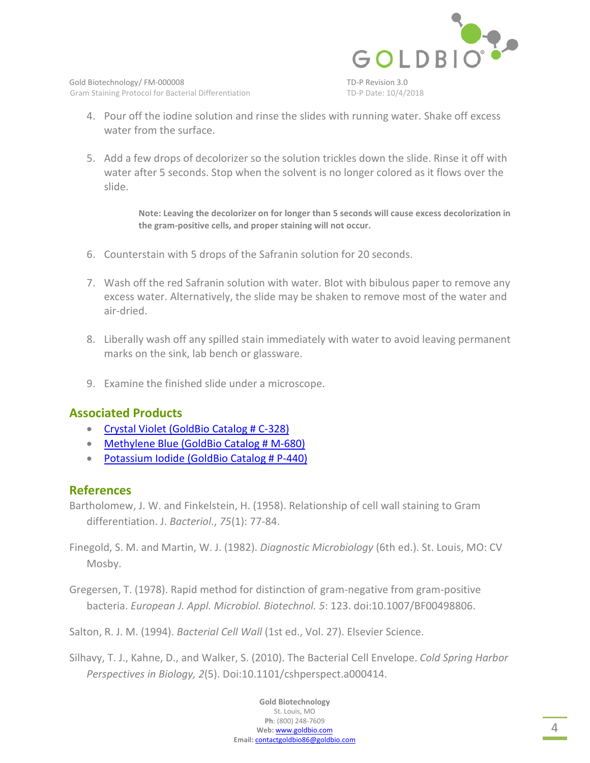4. Pour off the iodine solution and rinse the slides with running water. Shake off excess water from the surface.

5. Add a few drops of decolorizer so the solution trickles down the slide. Rinse it off with water after 5 seconds. Stop when the solvent is no longer colored as it flows over the slide.

   **Note: Leaving the decolorizer on for longer than 5 seconds will cause excess decolorization in the gram-positive cells, and proper staining will not occur.**

6. Counterstain with 5 drops of the Safranin solution for 20 seconds.

7. Wash off the red Safranin solution with water. Blot with bibulous paper to remove any excess water. Alternatively, the slide may be shaken to remove most of the water and air-dried.

8. Liberally wash off any spilled stain immediately with water to avoid leaving permanent marks on the sink, lab bench or glassware.

9. Examine the finished slide under a microscope.

## Associated Products

- Crystal Violet (GoldBio Catalog # C-328)
- Methylene Blue (GoldBio Catalog # M-680)
- Potassium Iodide (GoldBio Catalog # P-440)

## References

Bartholomew, J. W. and Finkelstein, H. (1958). Relationship of cell wall staining to Gram differentiation. J. *Bacteriol*., *75*(1): 77-84.

Finegold, S. M. and Martin, W. J. (1982). *Diagnostic Microbiology* (6th ed.). St. Louis, MO: CV Mosby.

Gregersen, T. (1978). Rapid method for distinction of gram-negative from gram-positive bacteria. *European J. Appl. Microbiol. Biotechnol. 5*: 123. doi:10.1007/BF00498806.

Salton, R. J. M. (1994). *Bacterial Cell Wall* (1st ed., Vol. 27). Elsevier Science.

Silhavy, T. J., Kahne, D., and Walker, S. (2010). The Bacterial Cell Envelope. *Cold Spring Harbor Perspectives in Biology, 2*(5). Doi:10.1101/cshperspect.a000414.

**Gold Biotechnology**
St. Louis, MO
**Ph**: (800) 248-7609
**Web:** www.goldbio.com
**Email:** contactgoldbio86@goldbio.com